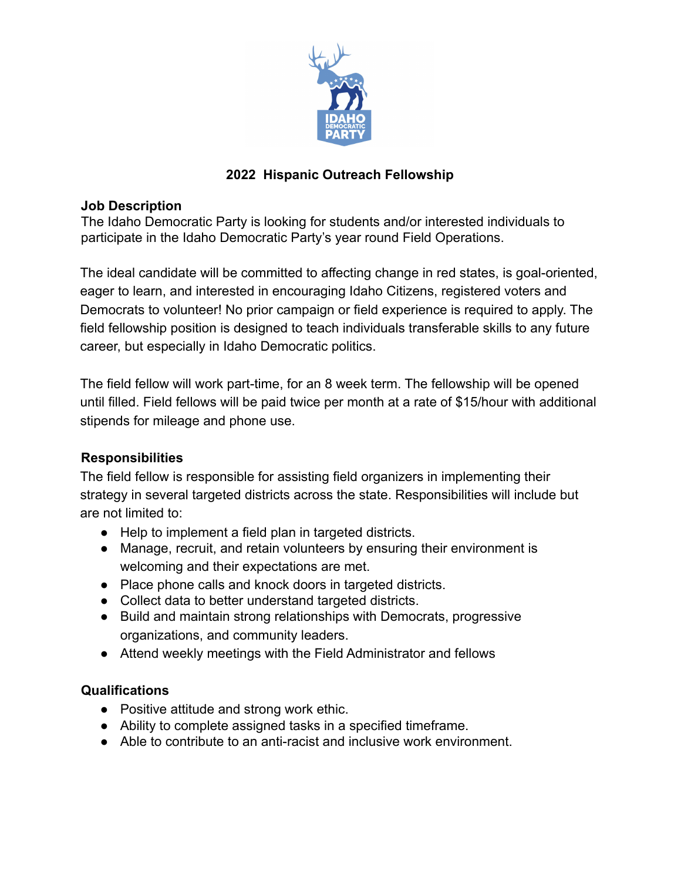# 2022 Hispanic Outreach Fellowship

## Job Description

The Idaho Democratic Party is looking for students and/or interested individuals to participate in the Idaho Democratic Party's year round Field Operations.

The ideal candidate will be committed to affecting change in red states, is goal-oriented, eager to learn, and interested in encouraging Idaho Citizens, registered voters and Democrats to volunteer! No prior campaign or field experience is required to apply. The field fellowship position is designed to teach individuals transferable skills to any future career, but especially in Idaho Democratic politics.

The field fellow will work part-time, for an 8 week term. The fellowship will be opened until filled. Field fellows will be paid twice per month at a rate of $15/hour with additional stipends for mileage and phone use.

## Responsibilities

The field fellow is responsible for assisting field organizers in implementing their strategy in several targeted districts across the state. Responsibilities will include but are not limited to:

- Help to implement a field plan in targeted districts.
- Manage, recruit, and retain volunteers by ensuring their environment is welcoming and their expectations are met.
- Place phone calls and knock doors in targeted districts.
- Collect data to better understand targeted districts.
- Build and maintain strong relationships with Democrats, progressive organizations, and community leaders.
- Attend weekly meetings with the Field Administrator and fellows

## Qualifications

- Positive attitude and strong work ethic.
- Ability to complete assigned tasks in a specified timeframe.
- Able to contribute to an anti-racist and inclusive work environment.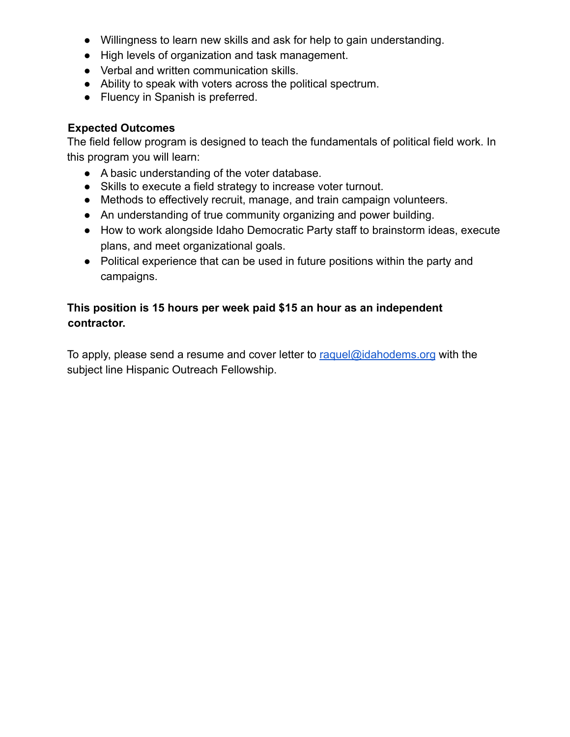- Willingness to learn new skills and ask for help to gain understanding.
- High levels of organization and task management.
- Verbal and written communication skills.
- Ability to speak with voters across the political spectrum.
- Fluency in Spanish is preferred.

**Expected Outcomes**

The field fellow program is designed to teach the fundamentals of political field work. In this program you will learn:

- A basic understanding of the voter database.
- Skills to execute a field strategy to increase voter turnout.
- Methods to effectively recruit, manage, and train campaign volunteers.
- An understanding of true community organizing and power building.
- How to work alongside Idaho Democratic Party staff to brainstorm ideas, execute plans, and meet organizational goals.
- Political experience that can be used in future positions within the party and campaigns.

**This position is 15 hours per week paid $15 an hour as an independent contractor.**

To apply, please send a resume and cover letter to [raquel@idahodems.org](mailto:raquel@idahodems.org) with the subject line Hispanic Outreach Fellowship.